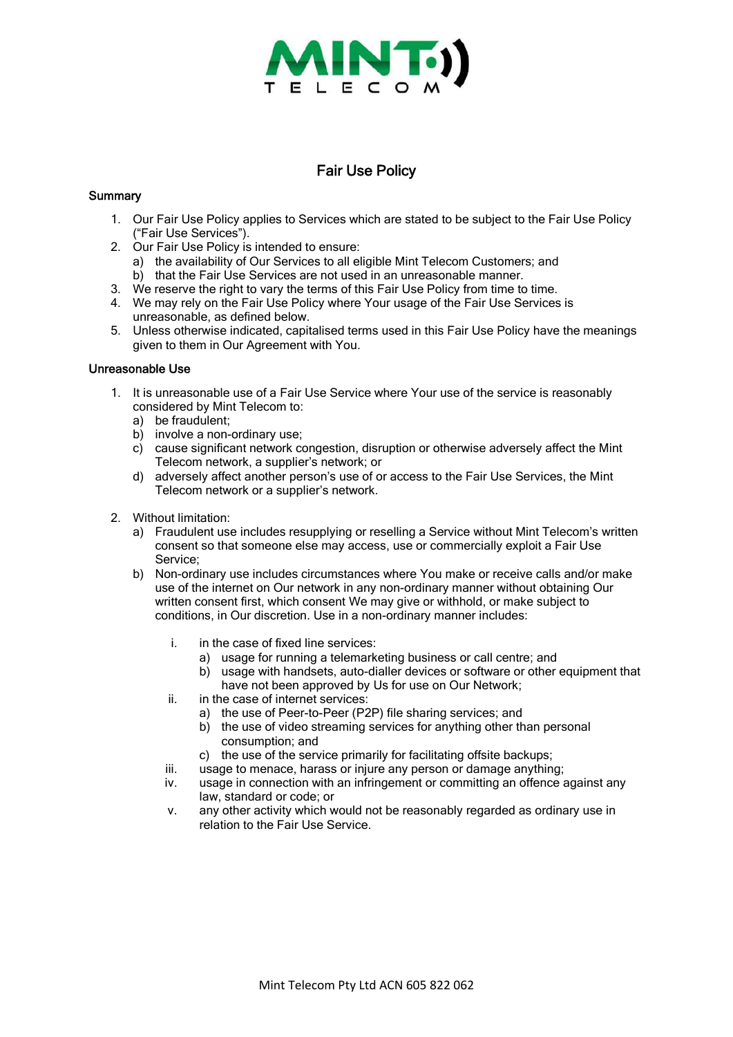# Fair Use Policy

## Summary

1. Our Fair Use Policy applies to Services which are stated to be subject to the Fair Use Policy ("Fair Use Services").
2. Our Fair Use Policy is intended to ensure:
   a) the availability of Our Services to all eligible Mint Telecom Customers; and
   b) that the Fair Use Services are not used in an unreasonable manner.
3. We reserve the right to vary the terms of this Fair Use Policy from time to time.
4. We may rely on the Fair Use Policy where Your usage of the Fair Use Services is unreasonable, as defined below.
5. Unless otherwise indicated, capitalised terms used in this Fair Use Policy have the meanings given to them in Our Agreement with You.

## Unreasonable Use

1. It is unreasonable use of a Fair Use Service where Your use of the service is reasonably considered by Mint Telecom to:
   a) be fraudulent;
   b) involve a non-ordinary use;
   c) cause significant network congestion, disruption or otherwise adversely affect the Mint Telecom network, a supplier's network; or
   d) adversely affect another person's use of or access to the Fair Use Services, the Mint Telecom network or a supplier's network.

2. Without limitation:
   a) Fraudulent use includes resupplying or reselling a Service without Mint Telecom's written consent so that someone else may access, use or commercially exploit a Fair Use Service;
   b) Non-ordinary use includes circumstances where You make or receive calls and/or make use of the internet on Our network in any non-ordinary manner without obtaining Our written consent first, which consent We may give or withhold, or make subject to conditions, in Our discretion. Use in a non-ordinary manner includes:

      i. in the case of fixed line services:
         a) usage for running a telemarketing business or call centre; and
         b) usage with handsets, auto-dialler devices or software or other equipment that have not been approved by Us for use on Our Network;

      ii. in the case of internet services:
         a) the use of Peer-to-Peer (P2P) file sharing services; and
         b) the use of video streaming services for anything other than personal consumption; and
         c) the use of the service primarily for facilitating offsite backups;

      iii. usage to menace, harass or injure any person or damage anything;

      iv. usage in connection with an infringement or committing an offence against any law, standard or code; or

      v. any other activity which would not be reasonably regarded as ordinary use in relation to the Fair Use Service.

Mint Telecom Pty Ltd ACN 605 822 062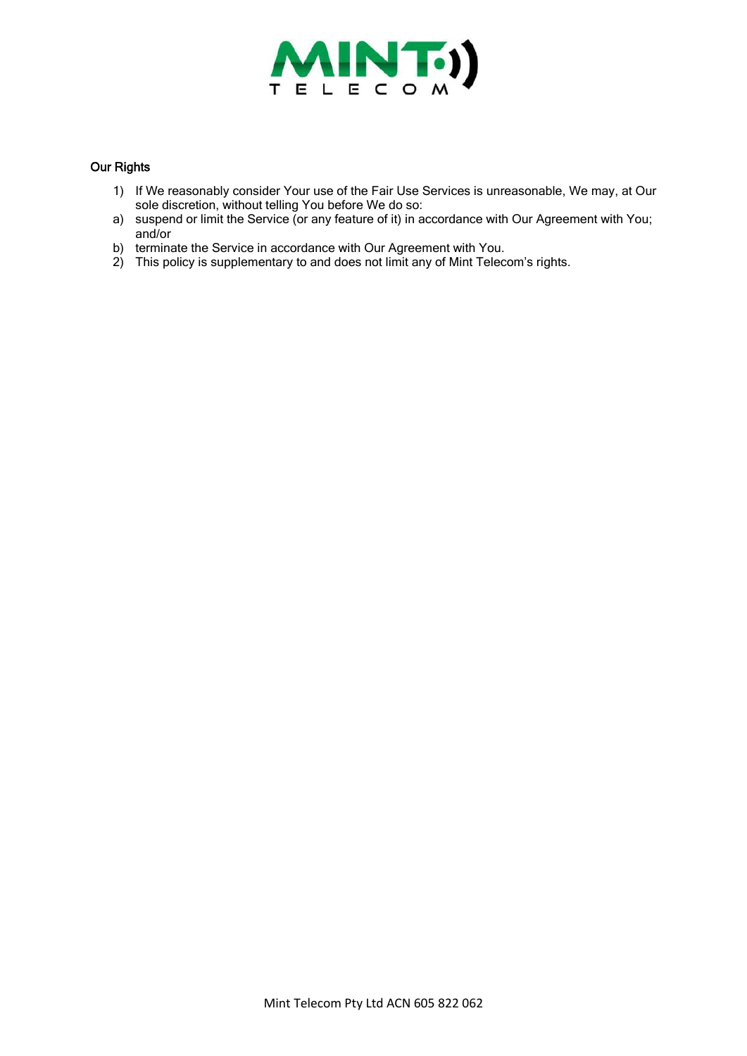### Our Rights

1) If We reasonably consider Your use of the Fair Use Services is unreasonable, We may, at Our sole discretion, without telling You before We do so:

a) suspend or limit the Service (or any feature of it) in accordance with Our Agreement with You; and/or

b) terminate the Service in accordance with Our Agreement with You.

2) This policy is supplementary to and does not limit any of Mint Telecom's rights.